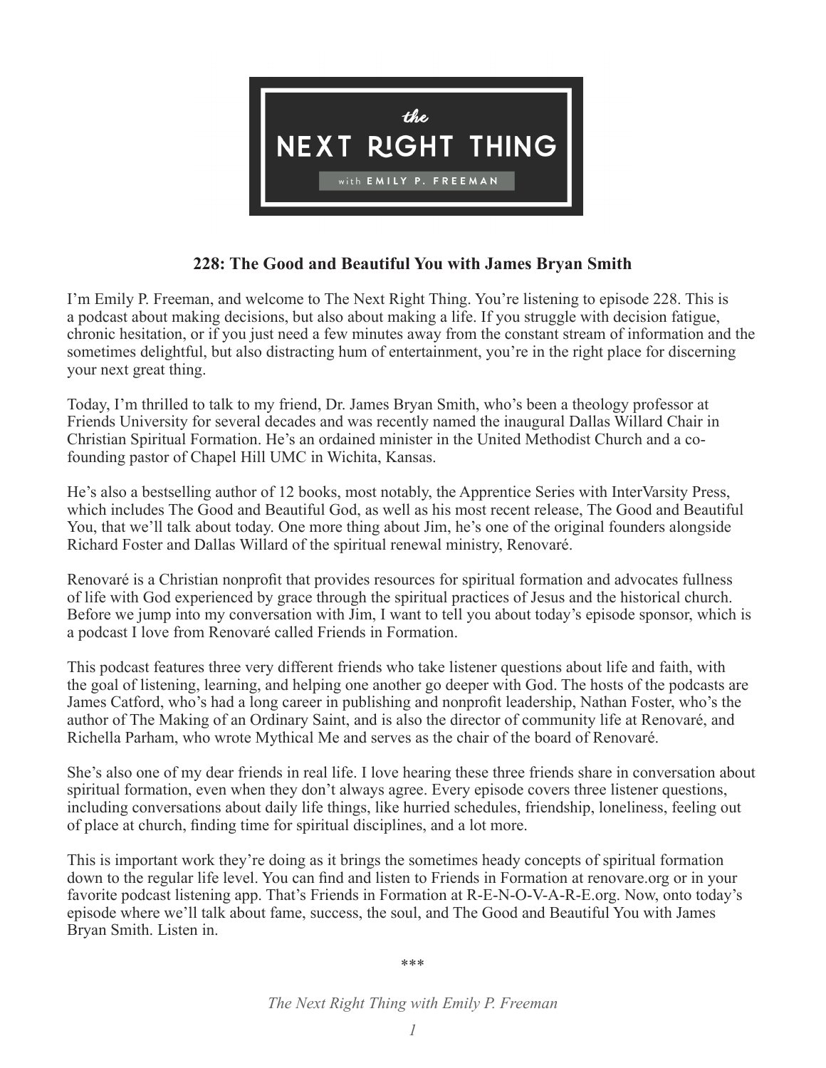# 228: The Good and Beautiful You with James Bryan Smith

I'm Emily P. Freeman, and welcome to The Next Right Thing. You're listening to episode 228. This is a podcast about making decisions, but also about making a life. If you struggle with decision fatigue, chronic hesitation, or if you just need a few minutes away from the constant stream of information and the sometimes delightful, but also distracting hum of entertainment, you're in the right place for discerning your next great thing.

Today, I'm thrilled to talk to my friend, Dr. James Bryan Smith, who's been a theology professor at Friends University for several decades and was recently named the inaugural Dallas Willard Chair in Christian Spiritual Formation. He's an ordained minister in the United Methodist Church and a co-founding pastor of Chapel Hill UMC in Wichita, Kansas.

He's also a bestselling author of 12 books, most notably, the Apprentice Series with InterVarsity Press, which includes The Good and Beautiful God, as well as his most recent release, The Good and Beautiful You, that we'll talk about today. One more thing about Jim, he's one of the original founders alongside Richard Foster and Dallas Willard of the spiritual renewal ministry, Renovaré.

Renovaré is a Christian nonprofit that provides resources for spiritual formation and advocates fullness of life with God experienced by grace through the spiritual practices of Jesus and the historical church. Before we jump into my conversation with Jim, I want to tell you about today's episode sponsor, which is a podcast I love from Renovaré called Friends in Formation.

This podcast features three very different friends who take listener questions about life and faith, with the goal of listening, learning, and helping one another go deeper with God. The hosts of the podcasts are James Catford, who's had a long career in publishing and nonprofit leadership, Nathan Foster, who's the author of The Making of an Ordinary Saint, and is also the director of community life at Renovaré, and Richella Parham, who wrote Mythical Me and serves as the chair of the board of Renovaré.

She's also one of my dear friends in real life. I love hearing these three friends share in conversation about spiritual formation, even when they don't always agree. Every episode covers three listener questions, including conversations about daily life things, like hurried schedules, friendship, loneliness, feeling out of place at church, finding time for spiritual disciplines, and a lot more.

This is important work they're doing as it brings the sometimes heady concepts of spiritual formation down to the regular life level. You can find and listen to Friends in Formation at renovare.org or in your favorite podcast listening app. That's Friends in Formation at R-E-N-O-V-A-R-E.org. Now, onto today's episode where we'll talk about fame, success, the soul, and The Good and Beautiful You with James Bryan Smith. Listen in.

\*\*\*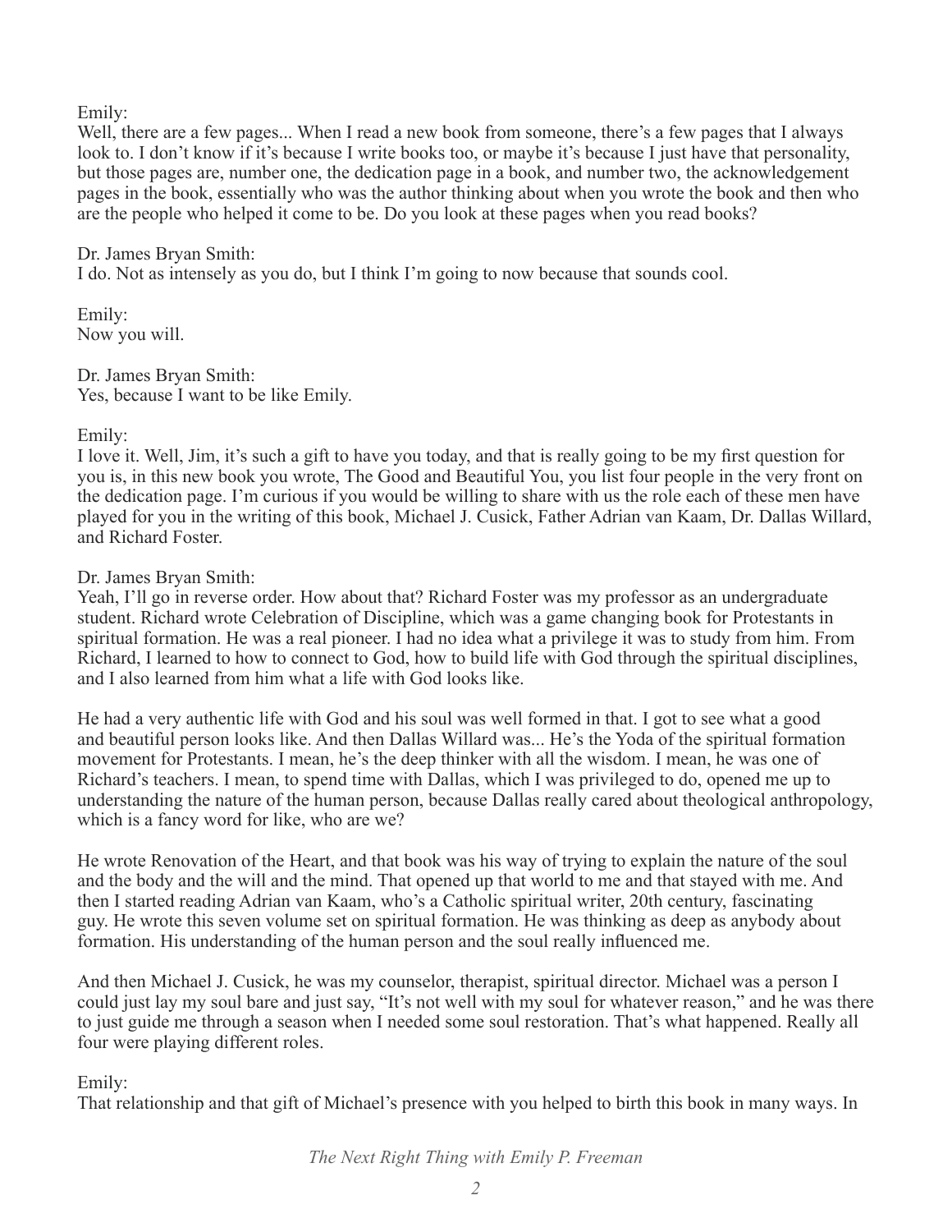Emily:
Well, there are a few pages... When I read a new book from someone, there's a few pages that I always look to. I don't know if it's because I write books too, or maybe it's because I just have that personality, but those pages are, number one, the dedication page in a book, and number two, the acknowledgement pages in the book, essentially who was the author thinking about when you wrote the book and then who are the people who helped it come to be. Do you look at these pages when you read books?

Dr. James Bryan Smith:
I do. Not as intensely as you do, but I think I'm going to now because that sounds cool.

Emily:
Now you will.

Dr. James Bryan Smith:
Yes, because I want to be like Emily.

Emily:
I love it. Well, Jim, it's such a gift to have you today, and that is really going to be my first question for you is, in this new book you wrote, The Good and Beautiful You, you list four people in the very front on the dedication page. I'm curious if you would be willing to share with us the role each of these men have played for you in the writing of this book, Michael J. Cusick, Father Adrian van Kaam, Dr. Dallas Willard, and Richard Foster.

Dr. James Bryan Smith:
Yeah, I'll go in reverse order. How about that? Richard Foster was my professor as an undergraduate student. Richard wrote Celebration of Discipline, which was a game changing book for Protestants in spiritual formation. He was a real pioneer. I had no idea what a privilege it was to study from him. From Richard, I learned to how to connect to God, how to build life with God through the spiritual disciplines, and I also learned from him what a life with God looks like.

He had a very authentic life with God and his soul was well formed in that. I got to see what a good and beautiful person looks like. And then Dallas Willard was... He's the Yoda of the spiritual formation movement for Protestants. I mean, he's the deep thinker with all the wisdom. I mean, he was one of Richard's teachers. I mean, to spend time with Dallas, which I was privileged to do, opened me up to understanding the nature of the human person, because Dallas really cared about theological anthropology, which is a fancy word for like, who are we?

He wrote Renovation of the Heart, and that book was his way of trying to explain the nature of the soul and the body and the will and the mind. That opened up that world to me and that stayed with me. And then I started reading Adrian van Kaam, who's a Catholic spiritual writer, 20th century, fascinating guy. He wrote this seven volume set on spiritual formation. He was thinking as deep as anybody about formation. His understanding of the human person and the soul really influenced me.

And then Michael J. Cusick, he was my counselor, therapist, spiritual director. Michael was a person I could just lay my soul bare and just say, "It's not well with my soul for whatever reason," and he was there to just guide me through a season when I needed some soul restoration. That's what happened. Really all four were playing different roles.

Emily:
That relationship and that gift of Michael's presence with you helped to birth this book in many ways. In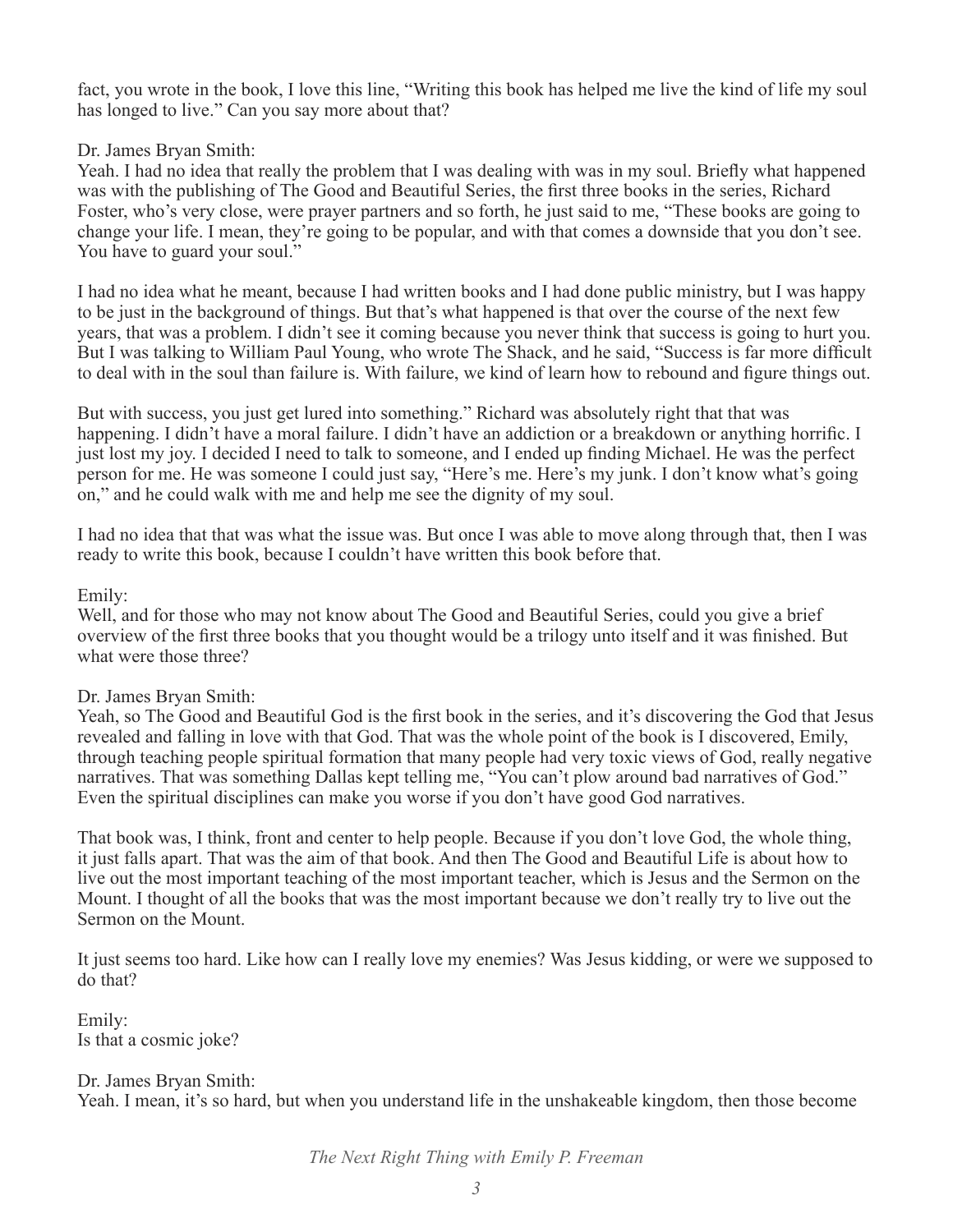fact, you wrote in the book, I love this line, "Writing this book has helped me live the kind of life my soul has longed to live." Can you say more about that?

Dr. James Bryan Smith:
Yeah. I had no idea that really the problem that I was dealing with was in my soul. Briefly what happened was with the publishing of The Good and Beautiful Series, the first three books in the series, Richard Foster, who's very close, were prayer partners and so forth, he just said to me, "These books are going to change your life. I mean, they're going to be popular, and with that comes a downside that you don't see. You have to guard your soul."

I had no idea what he meant, because I had written books and I had done public ministry, but I was happy to be just in the background of things. But that's what happened is that over the course of the next few years, that was a problem. I didn't see it coming because you never think that success is going to hurt you. But I was talking to William Paul Young, who wrote The Shack, and he said, "Success is far more difficult to deal with in the soul than failure is. With failure, we kind of learn how to rebound and figure things out.

But with success, you just get lured into something." Richard was absolutely right that that was happening. I didn't have a moral failure. I didn't have an addiction or a breakdown or anything horrific. I just lost my joy. I decided I need to talk to someone, and I ended up finding Michael. He was the perfect person for me. He was someone I could just say, "Here's me. Here's my junk. I don't know what's going on," and he could walk with me and help me see the dignity of my soul.

I had no idea that that was what the issue was. But once I was able to move along through that, then I was ready to write this book, because I couldn't have written this book before that.

Emily:
Well, and for those who may not know about The Good and Beautiful Series, could you give a brief overview of the first three books that you thought would be a trilogy unto itself and it was finished. But what were those three?

Dr. James Bryan Smith:
Yeah, so The Good and Beautiful God is the first book in the series, and it's discovering the God that Jesus revealed and falling in love with that God. That was the whole point of the book is I discovered, Emily, through teaching people spiritual formation that many people had very toxic views of God, really negative narratives. That was something Dallas kept telling me, "You can't plow around bad narratives of God." Even the spiritual disciplines can make you worse if you don't have good God narratives.

That book was, I think, front and center to help people. Because if you don't love God, the whole thing, it just falls apart. That was the aim of that book. And then The Good and Beautiful Life is about how to live out the most important teaching of the most important teacher, which is Jesus and the Sermon on the Mount. I thought of all the books that was the most important because we don't really try to live out the Sermon on the Mount.

It just seems too hard. Like how can I really love my enemies? Was Jesus kidding, or were we supposed to do that?

Emily:
Is that a cosmic joke?

Dr. James Bryan Smith:
Yeah. I mean, it's so hard, but when you understand life in the unshakeable kingdom, then those become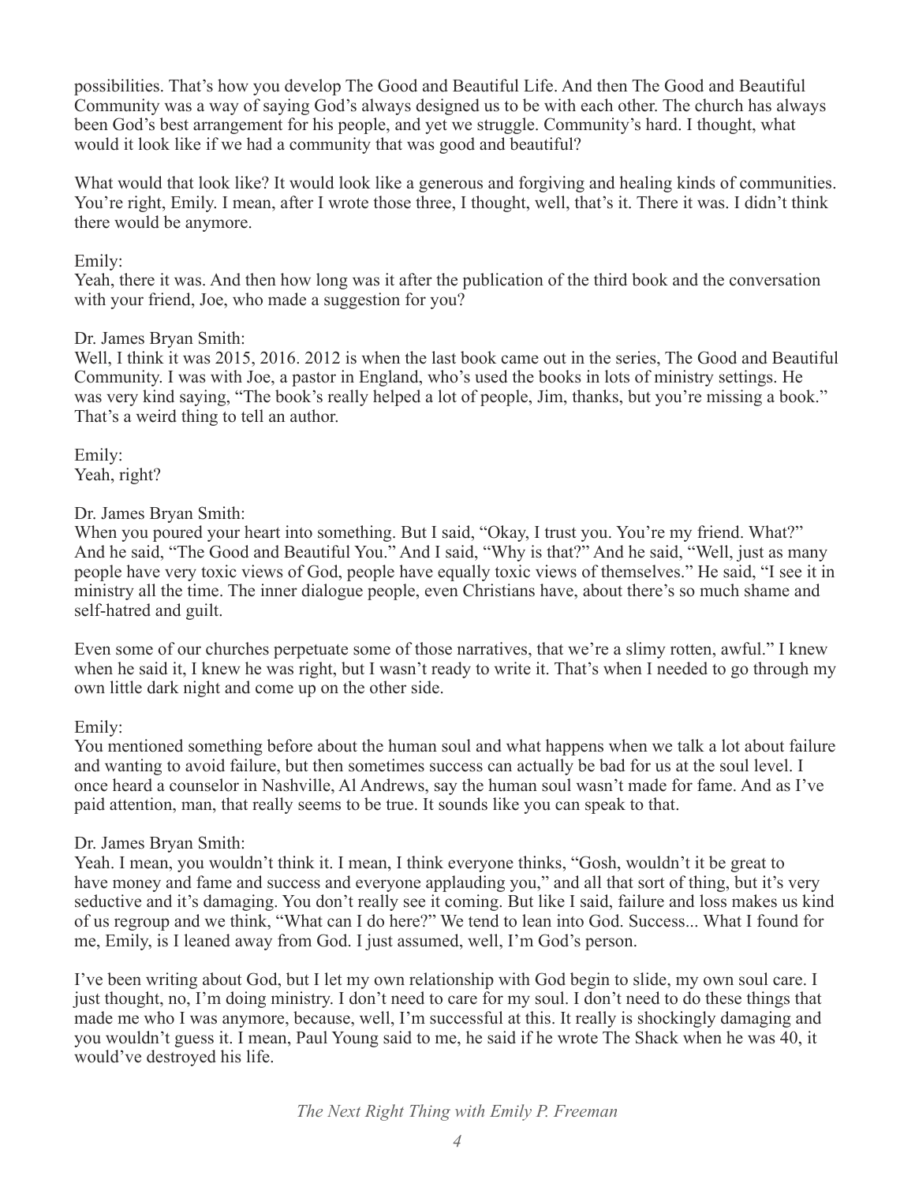possibilities. That's how you develop The Good and Beautiful Life. And then The Good and Beautiful Community was a way of saying God's always designed us to be with each other. The church has always been God's best arrangement for his people, and yet we struggle. Community's hard. I thought, what would it look like if we had a community that was good and beautiful?

What would that look like? It would look like a generous and forgiving and healing kinds of communities. You're right, Emily. I mean, after I wrote those three, I thought, well, that's it. There it was. I didn't think there would be anymore.

Emily:
Yeah, there it was. And then how long was it after the publication of the third book and the conversation with your friend, Joe, who made a suggestion for you?

Dr. James Bryan Smith:
Well, I think it was 2015, 2016. 2012 is when the last book came out in the series, The Good and Beautiful Community. I was with Joe, a pastor in England, who's used the books in lots of ministry settings. He was very kind saying, "The book's really helped a lot of people, Jim, thanks, but you're missing a book." That's a weird thing to tell an author.

Emily:
Yeah, right?

Dr. James Bryan Smith:
When you poured your heart into something. But I said, "Okay, I trust you. You're my friend. What?" And he said, "The Good and Beautiful You." And I said, "Why is that?" And he said, "Well, just as many people have very toxic views of God, people have equally toxic views of themselves." He said, "I see it in ministry all the time. The inner dialogue people, even Christians have, about there's so much shame and self-hatred and guilt.

Even some of our churches perpetuate some of those narratives, that we're a slimy rotten, awful." I knew when he said it, I knew he was right, but I wasn't ready to write it. That's when I needed to go through my own little dark night and come up on the other side.

Emily:
You mentioned something before about the human soul and what happens when we talk a lot about failure and wanting to avoid failure, but then sometimes success can actually be bad for us at the soul level. I once heard a counselor in Nashville, Al Andrews, say the human soul wasn't made for fame. And as I've paid attention, man, that really seems to be true. It sounds like you can speak to that.

Dr. James Bryan Smith:
Yeah. I mean, you wouldn't think it. I mean, I think everyone thinks, "Gosh, wouldn't it be great to have money and fame and success and everyone applauding you," and all that sort of thing, but it's very seductive and it's damaging. You don't really see it coming. But like I said, failure and loss makes us kind of us regroup and we think, "What can I do here?" We tend to lean into God. Success... What I found for me, Emily, is I leaned away from God. I just assumed, well, I'm God's person.

I've been writing about God, but I let my own relationship with God begin to slide, my own soul care. I just thought, no, I'm doing ministry. I don't need to care for my soul. I don't need to do these things that made me who I was anymore, because, well, I'm successful at this. It really is shockingly damaging and you wouldn't guess it. I mean, Paul Young said to me, he said if he wrote The Shack when he was 40, it would've destroyed his life.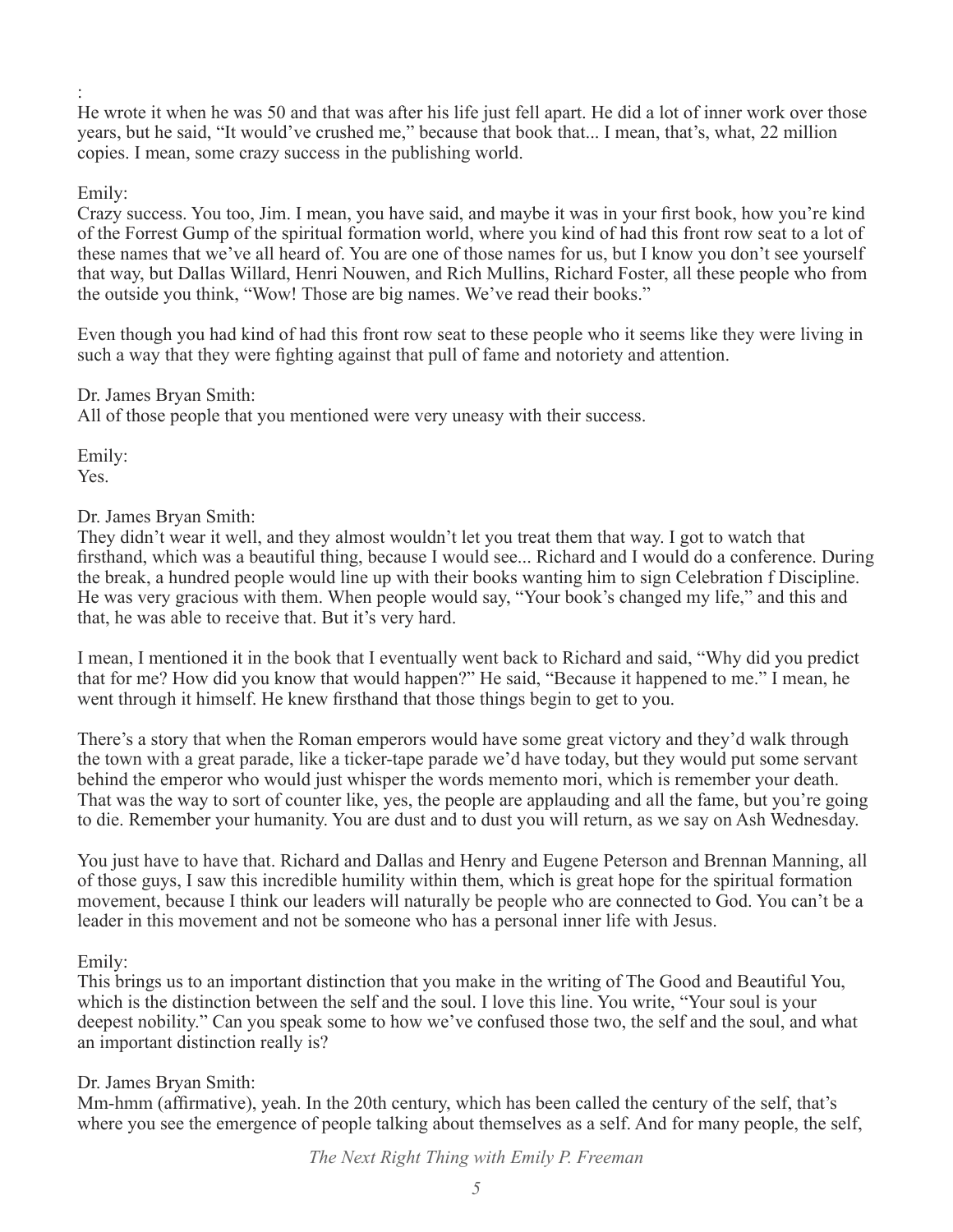:

He wrote it when he was 50 and that was after his life just fell apart. He did a lot of inner work over those years, but he said, "It would've crushed me," because that book that... I mean, that's, what, 22 million copies. I mean, some crazy success in the publishing world.

Emily:

Crazy success. You too, Jim. I mean, you have said, and maybe it was in your first book, how you're kind of the Forrest Gump of the spiritual formation world, where you kind of had this front row seat to a lot of these names that we've all heard of. You are one of those names for us, but I know you don't see yourself that way, but Dallas Willard, Henri Nouwen, and Rich Mullins, Richard Foster, all these people who from the outside you think, "Wow! Those are big names. We've read their books."

Even though you had kind of had this front row seat to these people who it seems like they were living in such a way that they were fighting against that pull of fame and notoriety and attention.

Dr. James Bryan Smith:

All of those people that you mentioned were very uneasy with their success.

Emily:

Yes.

Dr. James Bryan Smith:

They didn't wear it well, and they almost wouldn't let you treat them that way. I got to watch that firsthand, which was a beautiful thing, because I would see... Richard and I would do a conference. During the break, a hundred people would line up with their books wanting him to sign Celebration f Discipline. He was very gracious with them. When people would say, "Your book's changed my life," and this and that, he was able to receive that. But it's very hard.

I mean, I mentioned it in the book that I eventually went back to Richard and said, "Why did you predict that for me? How did you know that would happen?" He said, "Because it happened to me." I mean, he went through it himself. He knew firsthand that those things begin to get to you.

There's a story that when the Roman emperors would have some great victory and they'd walk through the town with a great parade, like a ticker-tape parade we'd have today, but they would put some servant behind the emperor who would just whisper the words memento mori, which is remember your death. That was the way to sort of counter like, yes, the people are applauding and all the fame, but you're going to die. Remember your humanity. You are dust and to dust you will return, as we say on Ash Wednesday.

You just have to have that. Richard and Dallas and Henry and Eugene Peterson and Brennan Manning, all of those guys, I saw this incredible humility within them, which is great hope for the spiritual formation movement, because I think our leaders will naturally be people who are connected to God. You can't be a leader in this movement and not be someone who has a personal inner life with Jesus.

Emily:

This brings us to an important distinction that you make in the writing of The Good and Beautiful You, which is the distinction between the self and the soul. I love this line. You write, "Your soul is your deepest nobility." Can you speak some to how we've confused those two, the self and the soul, and what an important distinction really is?

Dr. James Bryan Smith:

Mm-hmm (affirmative), yeah. In the 20th century, which has been called the century of the self, that's where you see the emergence of people talking about themselves as a self. And for many people, the self,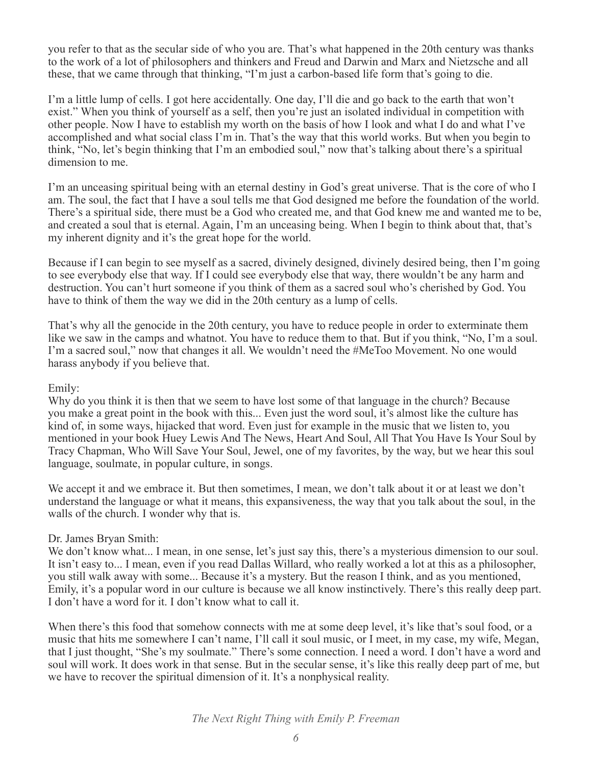you refer to that as the secular side of who you are. That's what happened in the 20th century was thanks to the work of a lot of philosophers and thinkers and Freud and Darwin and Marx and Nietzsche and all these, that we came through that thinking, "I'm just a carbon-based life form that's going to die.

I'm a little lump of cells. I got here accidentally. One day, I'll die and go back to the earth that won't exist." When you think of yourself as a self, then you're just an isolated individual in competition with other people. Now I have to establish my worth on the basis of how I look and what I do and what I've accomplished and what social class I'm in. That's the way that this world works. But when you begin to think, "No, let's begin thinking that I'm an embodied soul," now that's talking about there's a spiritual dimension to me.

I'm an unceasing spiritual being with an eternal destiny in God's great universe. That is the core of who I am. The soul, the fact that I have a soul tells me that God designed me before the foundation of the world. There's a spiritual side, there must be a God who created me, and that God knew me and wanted me to be, and created a soul that is eternal. Again, I'm an unceasing being. When I begin to think about that, that's my inherent dignity and it's the great hope for the world.

Because if I can begin to see myself as a sacred, divinely designed, divinely desired being, then I'm going to see everybody else that way. If I could see everybody else that way, there wouldn't be any harm and destruction. You can't hurt someone if you think of them as a sacred soul who's cherished by God. You have to think of them the way we did in the 20th century as a lump of cells.

That's why all the genocide in the 20th century, you have to reduce people in order to exterminate them like we saw in the camps and whatnot. You have to reduce them to that. But if you think, "No, I'm a soul. I'm a sacred soul," now that changes it all. We wouldn't need the #MeToo Movement. No one would harass anybody if you believe that.

Emily:
Why do you think it is then that we seem to have lost some of that language in the church? Because you make a great point in the book with this... Even just the word soul, it's almost like the culture has kind of, in some ways, hijacked that word. Even just for example in the music that we listen to, you mentioned in your book Huey Lewis And The News, Heart And Soul, All That You Have Is Your Soul by Tracy Chapman, Who Will Save Your Soul, Jewel, one of my favorites, by the way, but we hear this soul language, soulmate, in popular culture, in songs.

We accept it and we embrace it. But then sometimes, I mean, we don't talk about it or at least we don't understand the language or what it means, this expansiveness, the way that you talk about the soul, in the walls of the church. I wonder why that is.

Dr. James Bryan Smith:
We don't know what... I mean, in one sense, let's just say this, there's a mysterious dimension to our soul. It isn't easy to... I mean, even if you read Dallas Willard, who really worked a lot at this as a philosopher, you still walk away with some... Because it's a mystery. But the reason I think, and as you mentioned, Emily, it's a popular word in our culture is because we all know instinctively. There's this really deep part. I don't have a word for it. I don't know what to call it.

When there's this food that somehow connects with me at some deep level, it's like that's soul food, or a music that hits me somewhere I can't name, I'll call it soul music, or I meet, in my case, my wife, Megan, that I just thought, "She's my soulmate." There's some connection. I need a word. I don't have a word and soul will work. It does work in that sense. But in the secular sense, it's like this really deep part of me, but we have to recover the spiritual dimension of it. It's a nonphysical reality.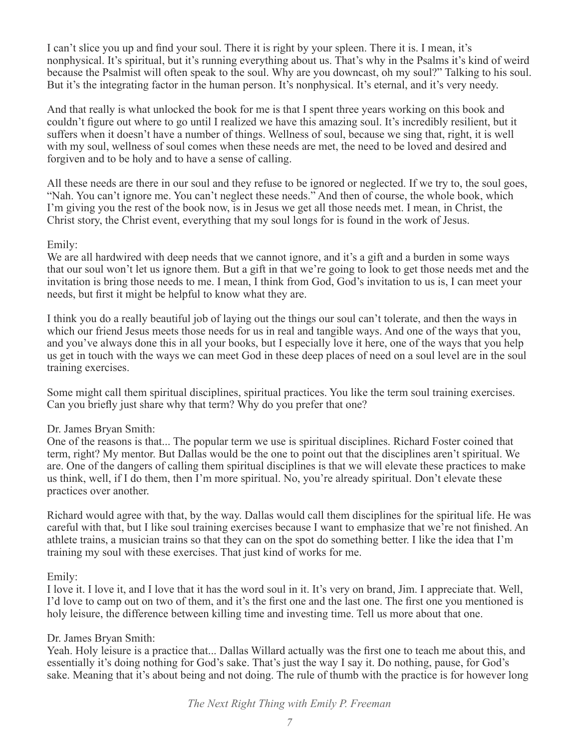I can't slice you up and find your soul. There it is right by your spleen. There it is. I mean, it's nonphysical. It's spiritual, but it's running everything about us. That's why in the Psalms it's kind of weird because the Psalmist will often speak to the soul. Why are you downcast, oh my soul?" Talking to his soul. But it's the integrating factor in the human person. It's nonphysical. It's eternal, and it's very needy.

And that really is what unlocked the book for me is that I spent three years working on this book and couldn't figure out where to go until I realized we have this amazing soul. It's incredibly resilient, but it suffers when it doesn't have a number of things. Wellness of soul, because we sing that, right, it is well with my soul, wellness of soul comes when these needs are met, the need to be loved and desired and forgiven and to be holy and to have a sense of calling.

All these needs are there in our soul and they refuse to be ignored or neglected. If we try to, the soul goes, "Nah. You can't ignore me. You can't neglect these needs." And then of course, the whole book, which I'm giving you the rest of the book now, is in Jesus we get all those needs met. I mean, in Christ, the Christ story, the Christ event, everything that my soul longs for is found in the work of Jesus.

Emily:
We are all hardwired with deep needs that we cannot ignore, and it's a gift and a burden in some ways that our soul won't let us ignore them. But a gift in that we're going to look to get those needs met and the invitation is bring those needs to me. I mean, I think from God, God's invitation to us is, I can meet your needs, but first it might be helpful to know what they are.

I think you do a really beautiful job of laying out the things our soul can't tolerate, and then the ways in which our friend Jesus meets those needs for us in real and tangible ways. And one of the ways that you, and you've always done this in all your books, but I especially love it here, one of the ways that you help us get in touch with the ways we can meet God in these deep places of need on a soul level are in the soul training exercises.

Some might call them spiritual disciplines, spiritual practices. You like the term soul training exercises. Can you briefly just share why that term? Why do you prefer that one?

Dr. James Bryan Smith:
One of the reasons is that... The popular term we use is spiritual disciplines. Richard Foster coined that term, right? My mentor. But Dallas would be the one to point out that the disciplines aren't spiritual. We are. One of the dangers of calling them spiritual disciplines is that we will elevate these practices to make us think, well, if I do them, then I'm more spiritual. No, you're already spiritual. Don't elevate these practices over another.

Richard would agree with that, by the way. Dallas would call them disciplines for the spiritual life. He was careful with that, but I like soul training exercises because I want to emphasize that we're not finished. An athlete trains, a musician trains so that they can on the spot do something better. I like the idea that I'm training my soul with these exercises. That just kind of works for me.

Emily:
I love it. I love it, and I love that it has the word soul in it. It's very on brand, Jim. I appreciate that. Well, I'd love to camp out on two of them, and it's the first one and the last one. The first one you mentioned is holy leisure, the difference between killing time and investing time. Tell us more about that one.

Dr. James Bryan Smith:
Yeah. Holy leisure is a practice that... Dallas Willard actually was the first one to teach me about this, and essentially it's doing nothing for God's sake. That's just the way I say it. Do nothing, pause, for God's sake. Meaning that it's about being and not doing. The rule of thumb with the practice is for however long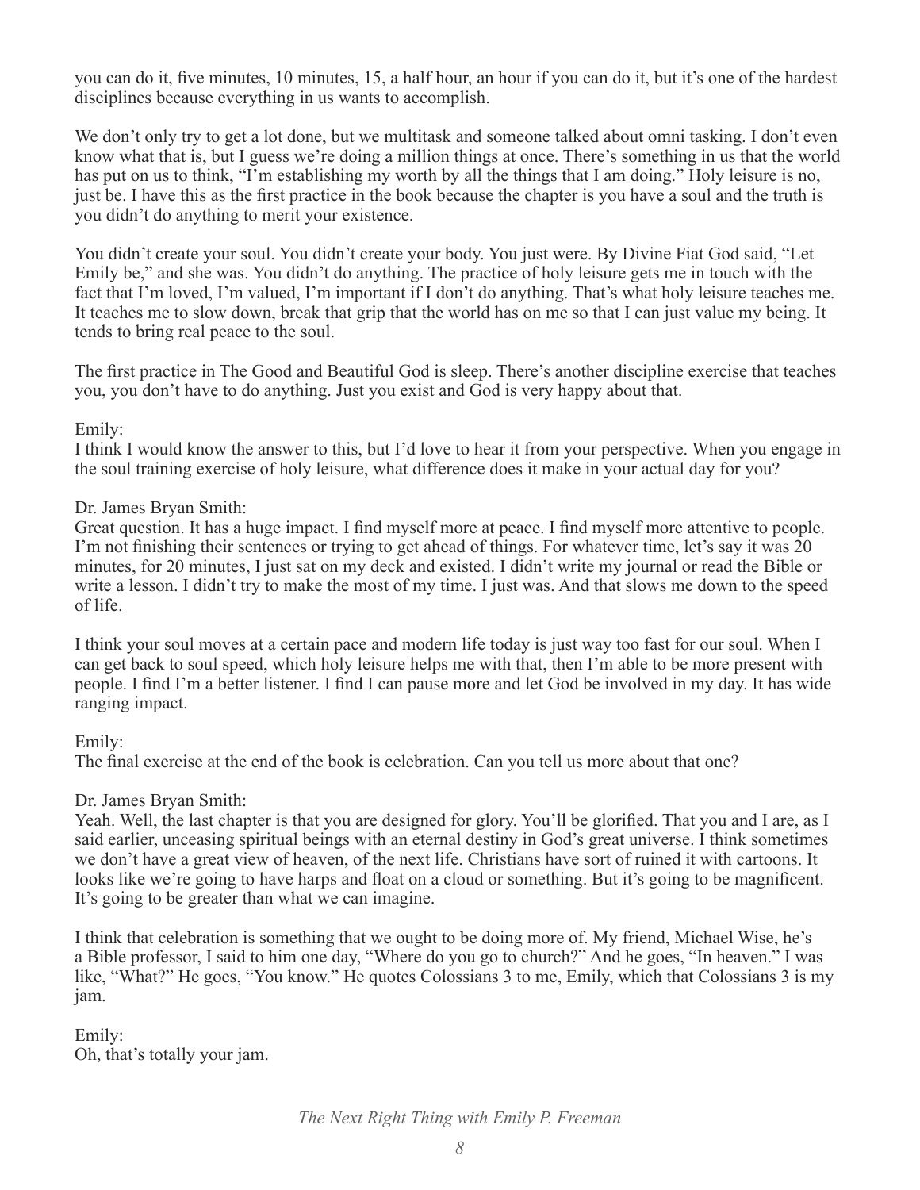you can do it, five minutes, 10 minutes, 15, a half hour, an hour if you can do it, but it's one of the hardest disciplines because everything in us wants to accomplish.

We don't only try to get a lot done, but we multitask and someone talked about omni tasking. I don't even know what that is, but I guess we're doing a million things at once. There's something in us that the world has put on us to think, "I'm establishing my worth by all the things that I am doing." Holy leisure is no, just be. I have this as the first practice in the book because the chapter is you have a soul and the truth is you didn't do anything to merit your existence.

You didn't create your soul. You didn't create your body. You just were. By Divine Fiat God said, "Let Emily be," and she was. You didn't do anything. The practice of holy leisure gets me in touch with the fact that I'm loved, I'm valued, I'm important if I don't do anything. That's what holy leisure teaches me. It teaches me to slow down, break that grip that the world has on me so that I can just value my being. It tends to bring real peace to the soul.

The first practice in The Good and Beautiful God is sleep. There's another discipline exercise that teaches you, you don't have to do anything. Just you exist and God is very happy about that.

Emily:
I think I would know the answer to this, but I'd love to hear it from your perspective. When you engage in the soul training exercise of holy leisure, what difference does it make in your actual day for you?

Dr. James Bryan Smith:
Great question. It has a huge impact. I find myself more at peace. I find myself more attentive to people. I'm not finishing their sentences or trying to get ahead of things. For whatever time, let's say it was 20 minutes, for 20 minutes, I just sat on my deck and existed. I didn't write my journal or read the Bible or write a lesson. I didn't try to make the most of my time. I just was. And that slows me down to the speed of life.

I think your soul moves at a certain pace and modern life today is just way too fast for our soul. When I can get back to soul speed, which holy leisure helps me with that, then I'm able to be more present with people. I find I'm a better listener. I find I can pause more and let God be involved in my day. It has wide ranging impact.

Emily:
The final exercise at the end of the book is celebration. Can you tell us more about that one?

Dr. James Bryan Smith:
Yeah. Well, the last chapter is that you are designed for glory. You'll be glorified. That you and I are, as I said earlier, unceasing spiritual beings with an eternal destiny in God's great universe. I think sometimes we don't have a great view of heaven, of the next life. Christians have sort of ruined it with cartoons. It looks like we're going to have harps and float on a cloud or something. But it's going to be magnificent. It's going to be greater than what we can imagine.

I think that celebration is something that we ought to be doing more of. My friend, Michael Wise, he's a Bible professor, I said to him one day, "Where do you go to church?" And he goes, "In heaven." I was like, "What?" He goes, "You know." He quotes Colossians 3 to me, Emily, which that Colossians 3 is my jam.

Emily:
Oh, that's totally your jam.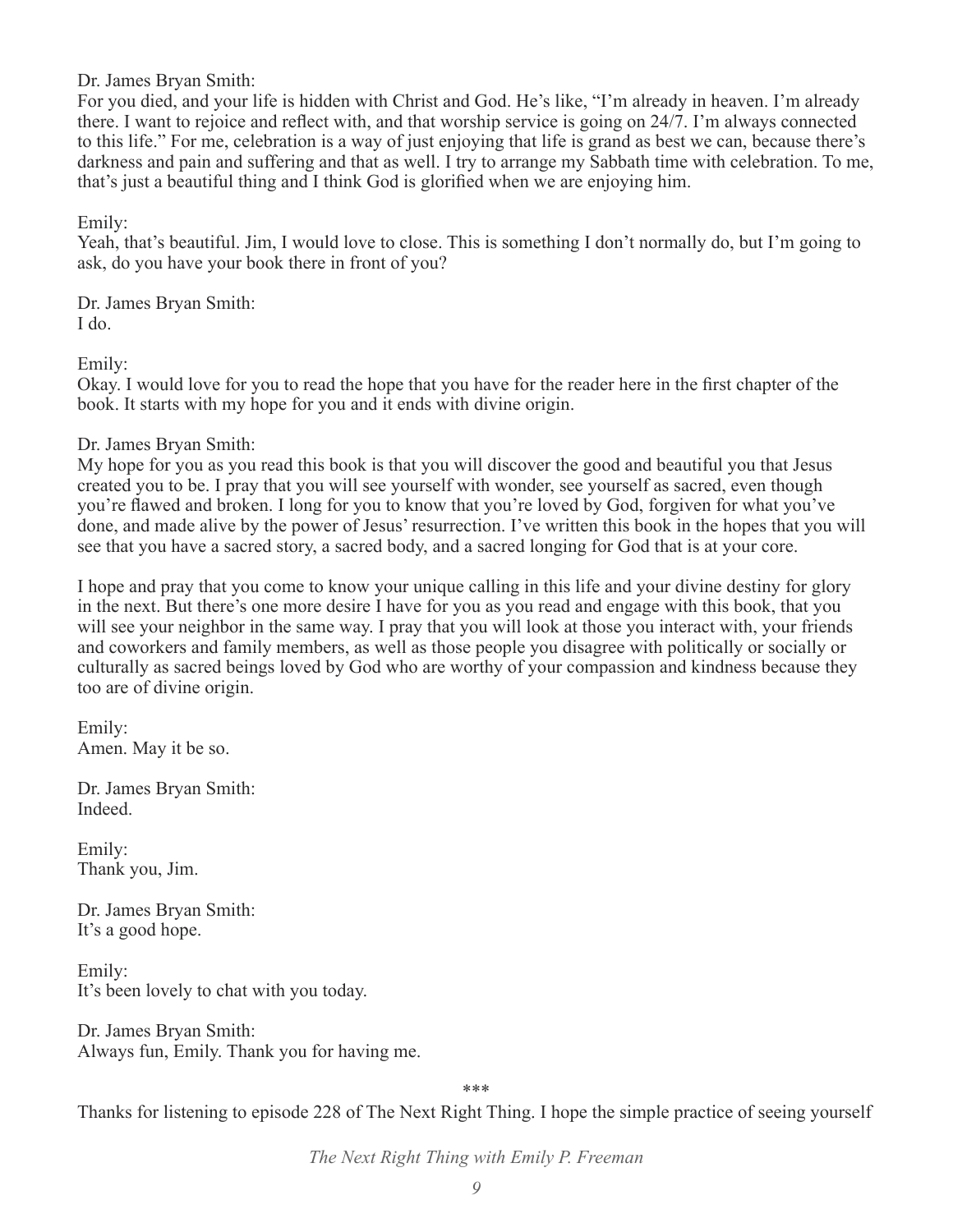Dr. James Bryan Smith:
For you died, and your life is hidden with Christ and God. He's like, "I'm already in heaven. I'm already there. I want to rejoice and reflect with, and that worship service is going on 24/7. I'm always connected to this life." For me, celebration is a way of just enjoying that life is grand as best we can, because there's darkness and pain and suffering and that as well. I try to arrange my Sabbath time with celebration. To me, that's just a beautiful thing and I think God is glorified when we are enjoying him.

Emily:
Yeah, that's beautiful. Jim, I would love to close. This is something I don't normally do, but I'm going to ask, do you have your book there in front of you?

Dr. James Bryan Smith:
I do.

Emily:
Okay. I would love for you to read the hope that you have for the reader here in the first chapter of the book. It starts with my hope for you and it ends with divine origin.

Dr. James Bryan Smith:
My hope for you as you read this book is that you will discover the good and beautiful you that Jesus created you to be. I pray that you will see yourself with wonder, see yourself as sacred, even though you're flawed and broken. I long for you to know that you're loved by God, forgiven for what you've done, and made alive by the power of Jesus' resurrection. I've written this book in the hopes that you will see that you have a sacred story, a sacred body, and a sacred longing for God that is at your core.

I hope and pray that you come to know your unique calling in this life and your divine destiny for glory in the next. But there's one more desire I have for you as you read and engage with this book, that you will see your neighbor in the same way. I pray that you will look at those you interact with, your friends and coworkers and family members, as well as those people you disagree with politically or socially or culturally as sacred beings loved by God who are worthy of your compassion and kindness because they too are of divine origin.

Emily:
Amen. May it be so.

Dr. James Bryan Smith:
Indeed.

Emily:
Thank you, Jim.

Dr. James Bryan Smith:
It's a good hope.

Emily:
It's been lovely to chat with you today.

Dr. James Bryan Smith:
Always fun, Emily. Thank you for having me.

***

Thanks for listening to episode 228 of The Next Right Thing. I hope the simple practice of seeing yourself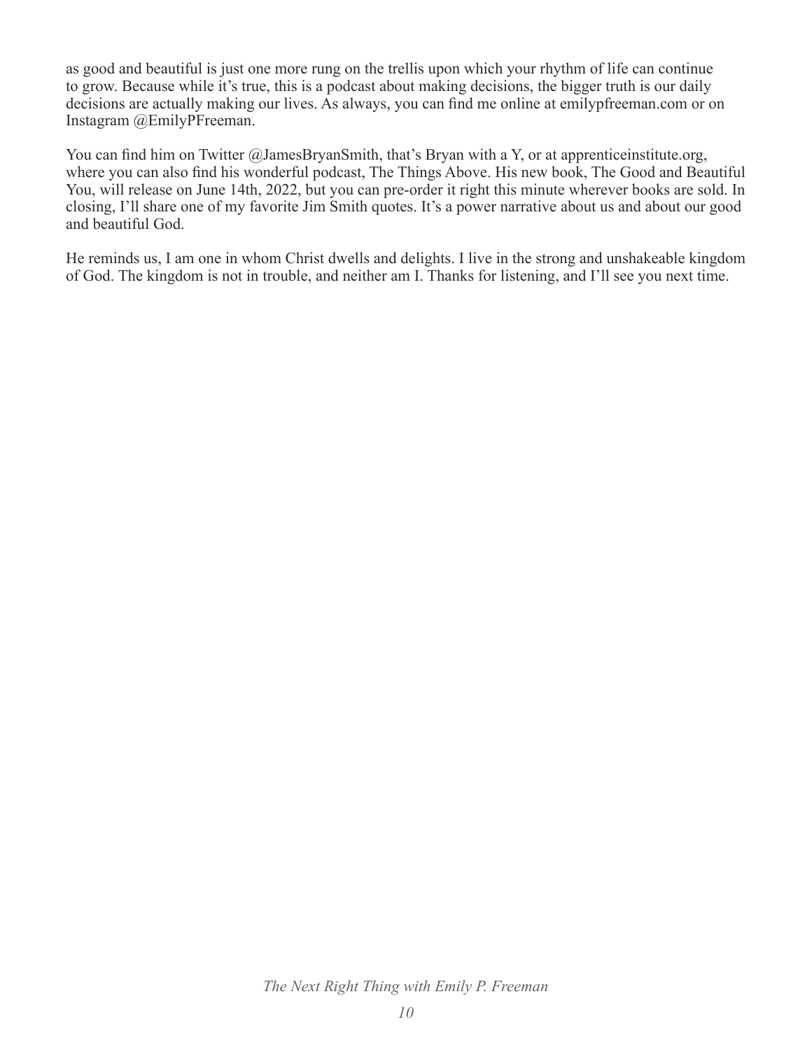as good and beautiful is just one more rung on the trellis upon which your rhythm of life can continue to grow. Because while it's true, this is a podcast about making decisions, the bigger truth is our daily decisions are actually making our lives. As always, you can find me online at emilypfreeman.com or on Instagram @EmilyPFreeman.

You can find him on Twitter @JamesBryanSmith, that's Bryan with a Y, or at apprenticeinstitute.org, where you can also find his wonderful podcast, The Things Above. His new book, The Good and Beautiful You, will release on June 14th, 2022, but you can pre-order it right this minute wherever books are sold. In closing, I'll share one of my favorite Jim Smith quotes. It's a power narrative about us and about our good and beautiful God.

He reminds us, I am one in whom Christ dwells and delights. I live in the strong and unshakeable kingdom of God. The kingdom is not in trouble, and neither am I. Thanks for listening, and I'll see you next time.